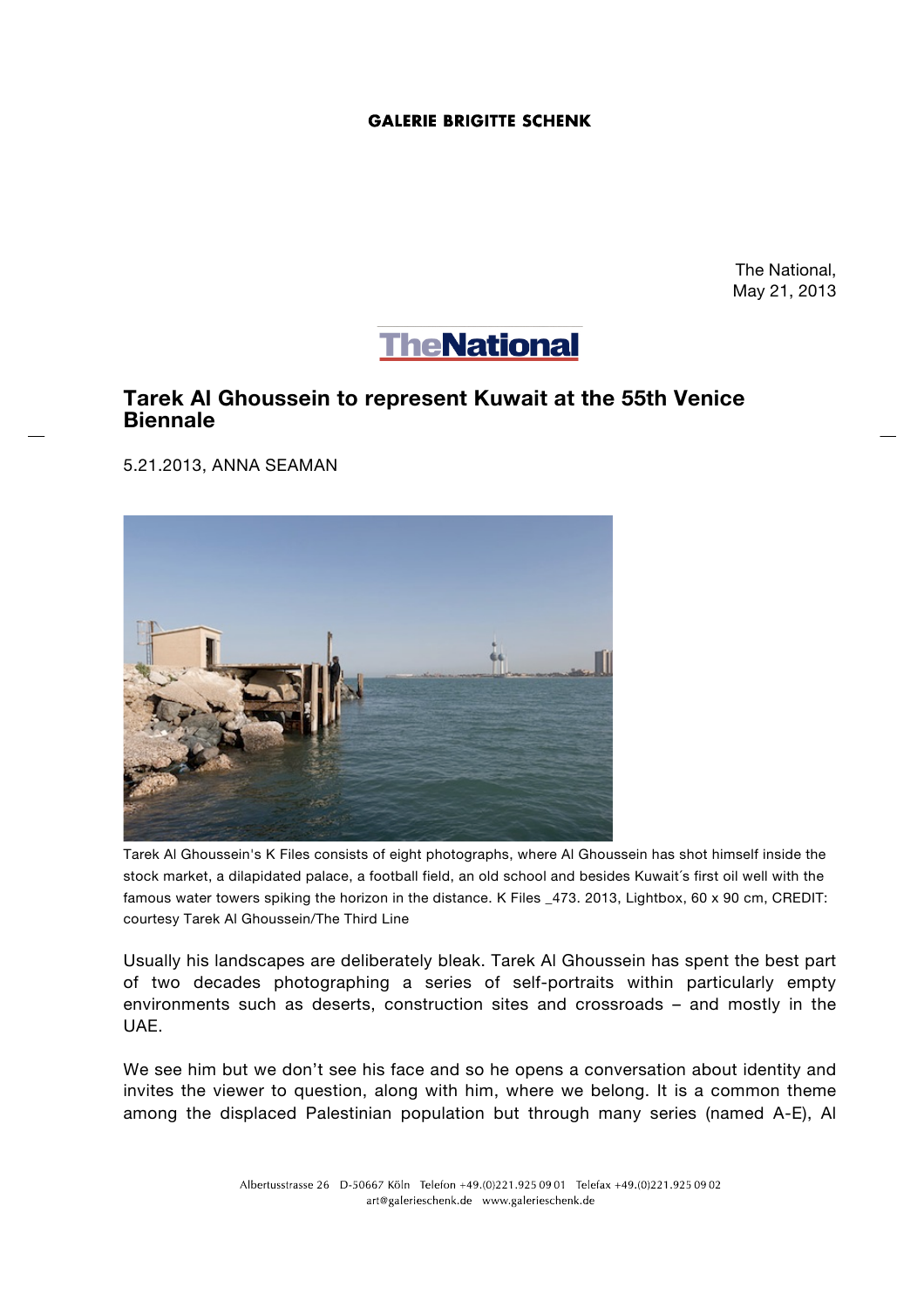GALERIE BRIGITTE SCHENK

The National,
May 21, 2013

TheNational

# Tarek Al Ghoussein to represent Kuwait at the 55th Venice Biennale

5.21.2013, ANNA SEAMAN

Tarek Al Ghoussein's K Files consists of eight photographs, where Al Ghoussein has shot himself inside the stock market, a dilapidated palace, a football field, an old school and besides Kuwait´s first oil well with the famous water towers spiking the horizon in the distance. K Files _473. 2013, Lightbox, 60 x 90 cm, CREDIT: courtesy Tarek Al Ghoussein/The Third Line

Usually his landscapes are deliberately bleak. Tarek Al Ghoussein has spent the best part of two decades photographing a series of self-portraits within particularly empty environments such as deserts, construction sites and crossroads – and mostly in the UAE.

We see him but we don't see his face and so he opens a conversation about identity and invites the viewer to question, along with him, where we belong. It is a common theme among the displaced Palestinian population but through many series (named A-E), Al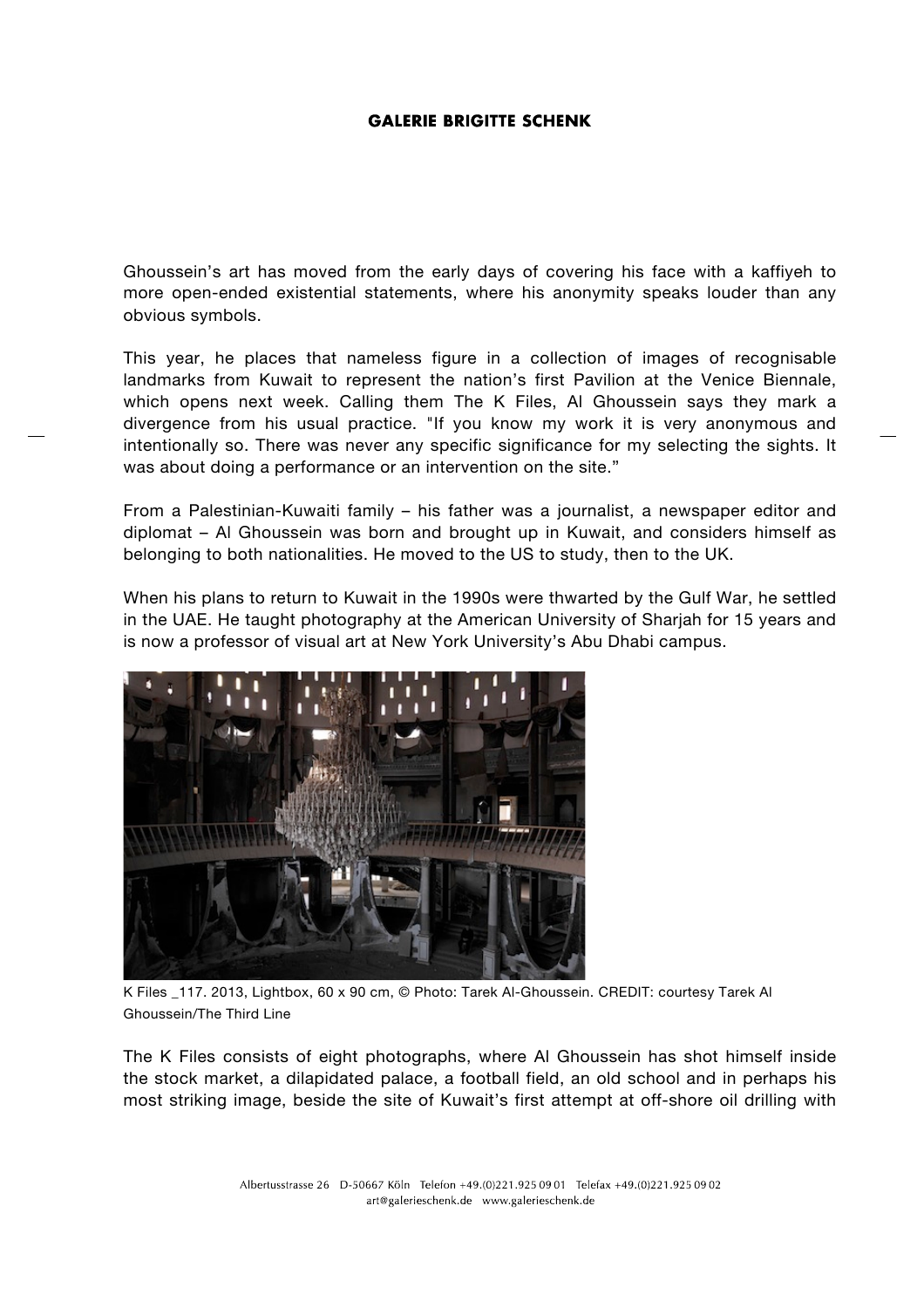Ghoussein's art has moved from the early days of covering his face with a kaffiyeh to more open-ended existential statements, where his anonymity speaks louder than any obvious symbols.

This year, he places that nameless figure in a collection of images of recognisable landmarks from Kuwait to represent the nation's first Pavilion at the Venice Biennale, which opens next week. Calling them The K Files, Al Ghoussein says they mark a divergence from his usual practice. "If you know my work it is very anonymous and intentionally so. There was never any specific significance for my selecting the sights. It was about doing a performance or an intervention on the site."

From a Palestinian-Kuwaiti family – his father was a journalist, a newspaper editor and diplomat – Al Ghoussein was born and brought up in Kuwait, and considers himself as belonging to both nationalities. He moved to the US to study, then to the UK.

When his plans to return to Kuwait in the 1990s were thwarted by the Gulf War, he settled in the UAE. He taught photography at the American University of Sharjah for 15 years and is now a professor of visual art at New York University's Abu Dhabi campus.

K Files _117. 2013, Lightbox, 60 x 90 cm, © Photo: Tarek Al-Ghoussein. CREDIT: courtesy Tarek Al Ghoussein/The Third Line

The K Files consists of eight photographs, where Al Ghoussein has shot himself inside the stock market, a dilapidated palace, a football field, an old school and in perhaps his most striking image, beside the site of Kuwait's first attempt at off-shore oil drilling with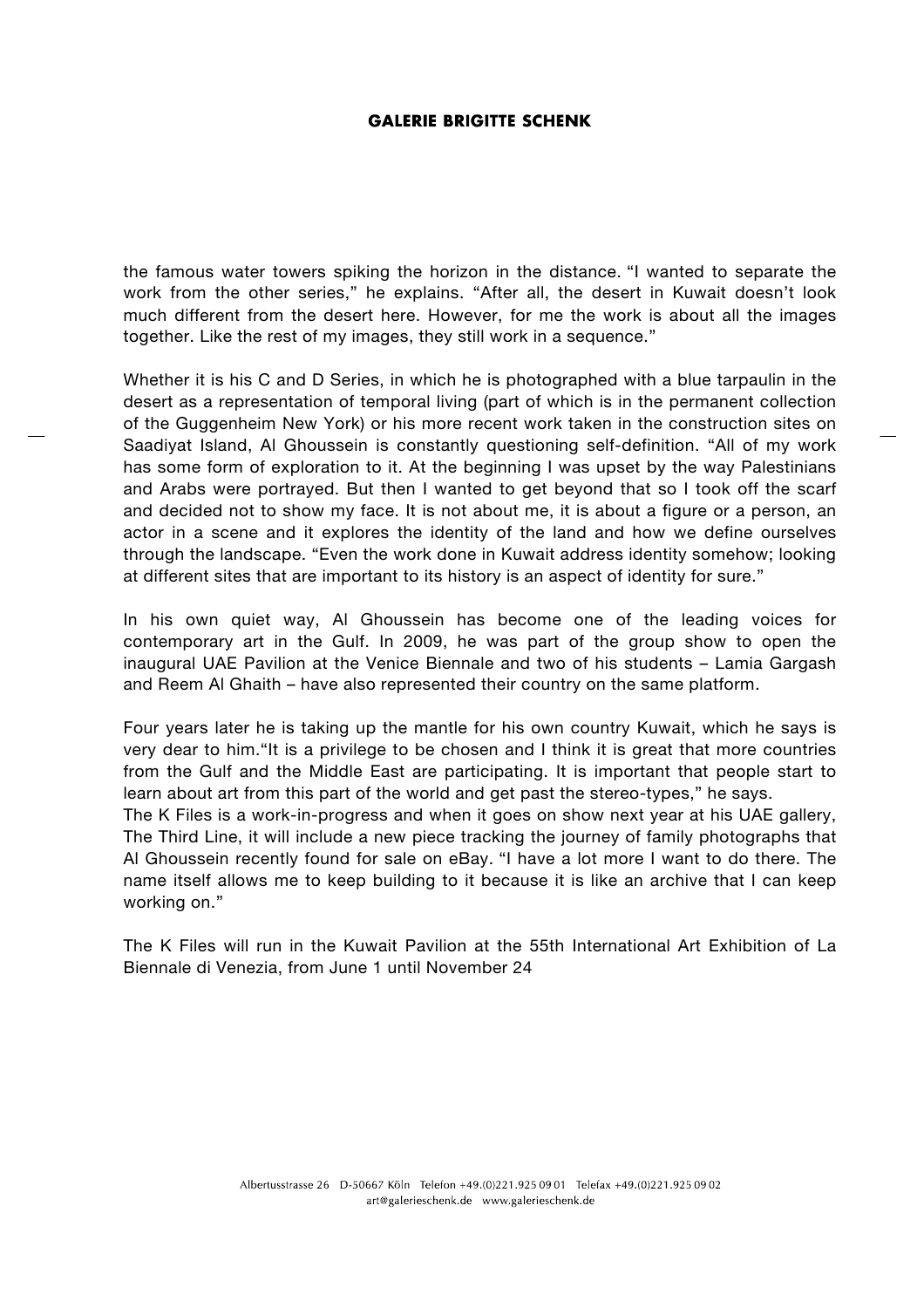the famous water towers spiking the horizon in the distance. "I wanted to separate the work from the other series," he explains. "After all, the desert in Kuwait doesn't look much different from the desert here. However, for me the work is about all the images together. Like the rest of my images, they still work in a sequence."

Whether it is his C and D Series, in which he is photographed with a blue tarpaulin in the desert as a representation of temporal living (part of which is in the permanent collection of the Guggenheim New York) or his more recent work taken in the construction sites on Saadiyat Island, Al Ghoussein is constantly questioning self-definition. "All of my work has some form of exploration to it. At the beginning I was upset by the way Palestinians and Arabs were portrayed. But then I wanted to get beyond that so I took off the scarf and decided not to show my face. It is not about me, it is about a figure or a person, an actor in a scene and it explores the identity of the land and how we define ourselves through the landscape. "Even the work done in Kuwait address identity somehow; looking at different sites that are important to its history is an aspect of identity for sure."

In his own quiet way, Al Ghoussein has become one of the leading voices for contemporary art in the Gulf. In 2009, he was part of the group show to open the inaugural UAE Pavilion at the Venice Biennale and two of his students – Lamia Gargash and Reem Al Ghaith – have also represented their country on the same platform.

Four years later he is taking up the mantle for his own country Kuwait, which he says is very dear to him."It is a privilege to be chosen and I think it is great that more countries from the Gulf and the Middle East are participating. It is important that people start to learn about art from this part of the world and get past the stereo-types," he says.
The K Files is a work-in-progress and when it goes on show next year at his UAE gallery, The Third Line, it will include a new piece tracking the journey of family photographs that Al Ghoussein recently found for sale on eBay. "I have a lot more I want to do there. The name itself allows me to keep building to it because it is like an archive that I can keep working on."

The K Files will run in the Kuwait Pavilion at the 55th International Art Exhibition of La Biennale di Venezia, from June 1 until November 24